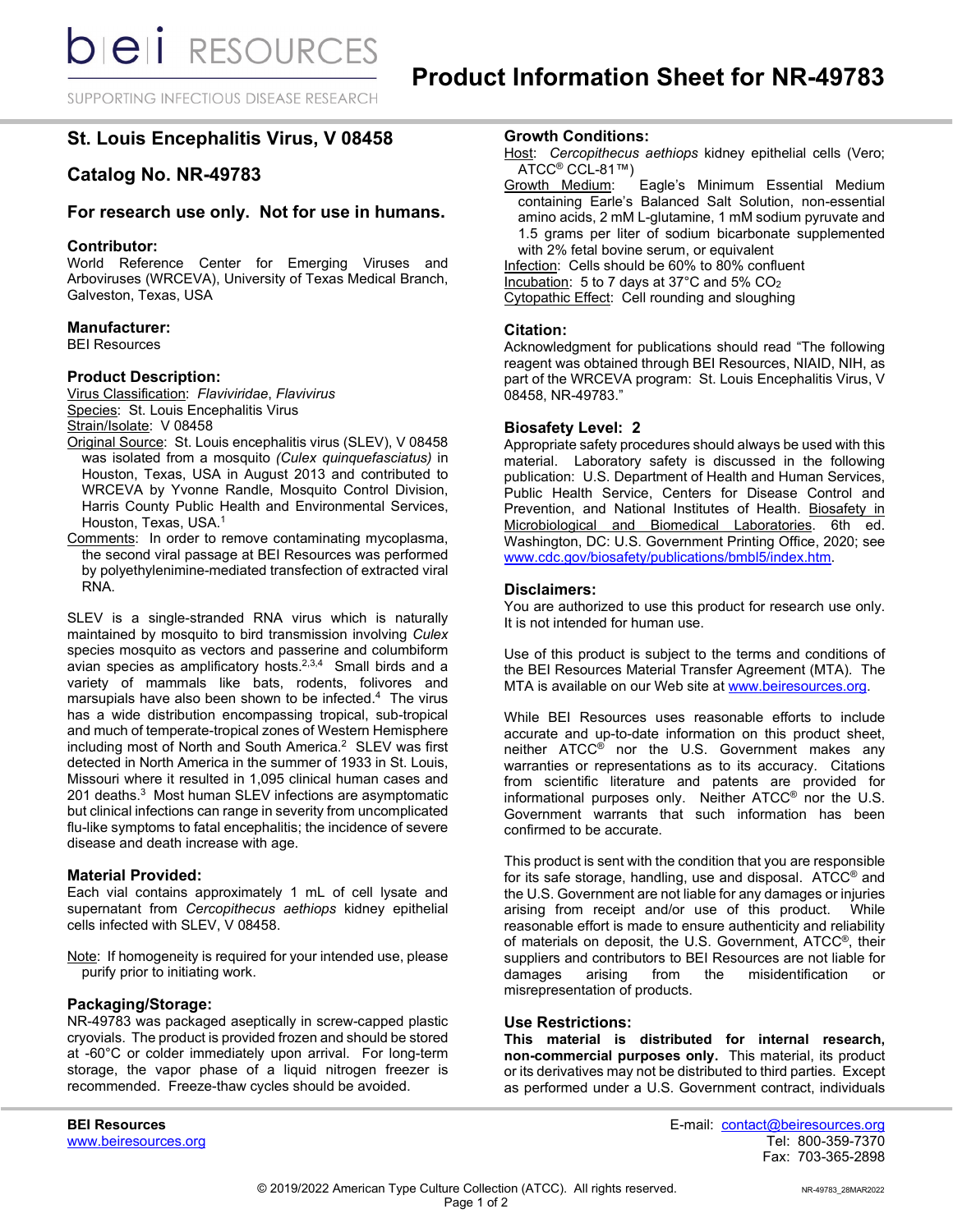# Product Information Sheet for NR-49783

## St. Louis Encephalitis Virus, V 08458

## Catalog No. NR-49783

### For research use only. Not for use in humans.

### Contributor:
World Reference Center for Emerging Viruses and Arboviruses (WRCEVA), University of Texas Medical Branch, Galveston, Texas, USA

### Manufacturer:
BEI Resources

### Product Description:
Virus Classification: *Flaviviridae*, *Flavivirus*
Species: St. Louis Encephalitis Virus
Strain/Isolate: V 08458
Original Source: St. Louis encephalitis virus (SLEV), V 08458 was isolated from a mosquito *(Culex quinquefasciatus)* in Houston, Texas, USA in August 2013 and contributed to WRCEVA by Yvonne Randle, Mosquito Control Division, Harris County Public Health and Environmental Services, Houston, Texas, USA.[1]
Comments: In order to remove contaminating mycoplasma, the second viral passage at BEI Resources was performed by polyethylenimine-mediated transfection of extracted viral RNA.

SLEV is a single-stranded RNA virus which is naturally maintained by mosquito to bird transmission involving *Culex* species mosquito as vectors and passerine and columbiform avian species as amplificatory hosts.[2,3,4] Small birds and a variety of mammals like bats, rodents, folivores and marsupials have also been shown to be infected.[4] The virus has a wide distribution encompassing tropical, sub-tropical and much of temperate-tropical zones of Western Hemisphere including most of North and South America.[2] SLEV was first detected in North America in the summer of 1933 in St. Louis, Missouri where it resulted in 1,095 clinical human cases and 201 deaths.[3] Most human SLEV infections are asymptomatic but clinical infections can range in severity from uncomplicated flu-like symptoms to fatal encephalitis; the incidence of severe disease and death increase with age.

### Material Provided:
Each vial contains approximately 1 mL of cell lysate and supernatant from *Cercopithecus aethiops* kidney epithelial cells infected with SLEV, V 08458.

Note: If homogeneity is required for your intended use, please purify prior to initiating work.

### Packaging/Storage:
NR-49783 was packaged aseptically in screw-capped plastic cryovials. The product is provided frozen and should be stored at -60°C or colder immediately upon arrival. For long-term storage, the vapor phase of a liquid nitrogen freezer is recommended. Freeze-thaw cycles should be avoided.

### Growth Conditions:
Host: *Cercopithecus aethiops* kidney epithelial cells (Vero; ATCC® CCL-81™)
Growth Medium: Eagle's Minimum Essential Medium containing Earle's Balanced Salt Solution, non-essential amino acids, 2 mM L-glutamine, 1 mM sodium pyruvate and 1.5 grams per liter of sodium bicarbonate supplemented with 2% fetal bovine serum, or equivalent
Infection: Cells should be 60% to 80% confluent
Incubation: 5 to 7 days at 37°C and 5% $CO_2$
Cytopathic Effect: Cell rounding and sloughing

### Citation:
Acknowledgment for publications should read "The following reagent was obtained through BEI Resources, NIAID, NIH, as part of the WRCEVA program: St. Louis Encephalitis Virus, V 08458, NR-49783."

### Biosafety Level: 2
Appropriate safety procedures should always be used with this material. Laboratory safety is discussed in the following publication: U.S. Department of Health and Human Services, Public Health Service, Centers for Disease Control and Prevention, and National Institutes of Health. Biosafety in Microbiological and Biomedical Laboratories. 6th ed. Washington, DC: U.S. Government Printing Office, 2020; see www.cdc.gov/biosafety/publications/bmbl5/index.htm.

### Disclaimers:
You are authorized to use this product for research use only. It is not intended for human use.

Use of this product is subject to the terms and conditions of the BEI Resources Material Transfer Agreement (MTA). The MTA is available on our Web site at www.beiresources.org.

While BEI Resources uses reasonable efforts to include accurate and up-to-date information on this product sheet, neither ATCC® nor the U.S. Government makes any warranties or representations as to its accuracy. Citations from scientific literature and patents are provided for informational purposes only. Neither ATCC® nor the U.S. Government warrants that such information has been confirmed to be accurate.

This product is sent with the condition that you are responsible for its safe storage, handling, use and disposal. ATCC® and the U.S. Government are not liable for any damages or injuries arising from receipt and/or use of this product. While reasonable effort is made to ensure authenticity and reliability of materials on deposit, the U.S. Government, ATCC®, their suppliers and contributors to BEI Resources are not liable for damages arising from the misidentification or misrepresentation of products.

### Use Restrictions:
**This material is distributed for internal research, non-commercial purposes only.** This material, its product or its derivatives may not be distributed to third parties. Except as performed under a U.S. Government contract, individuals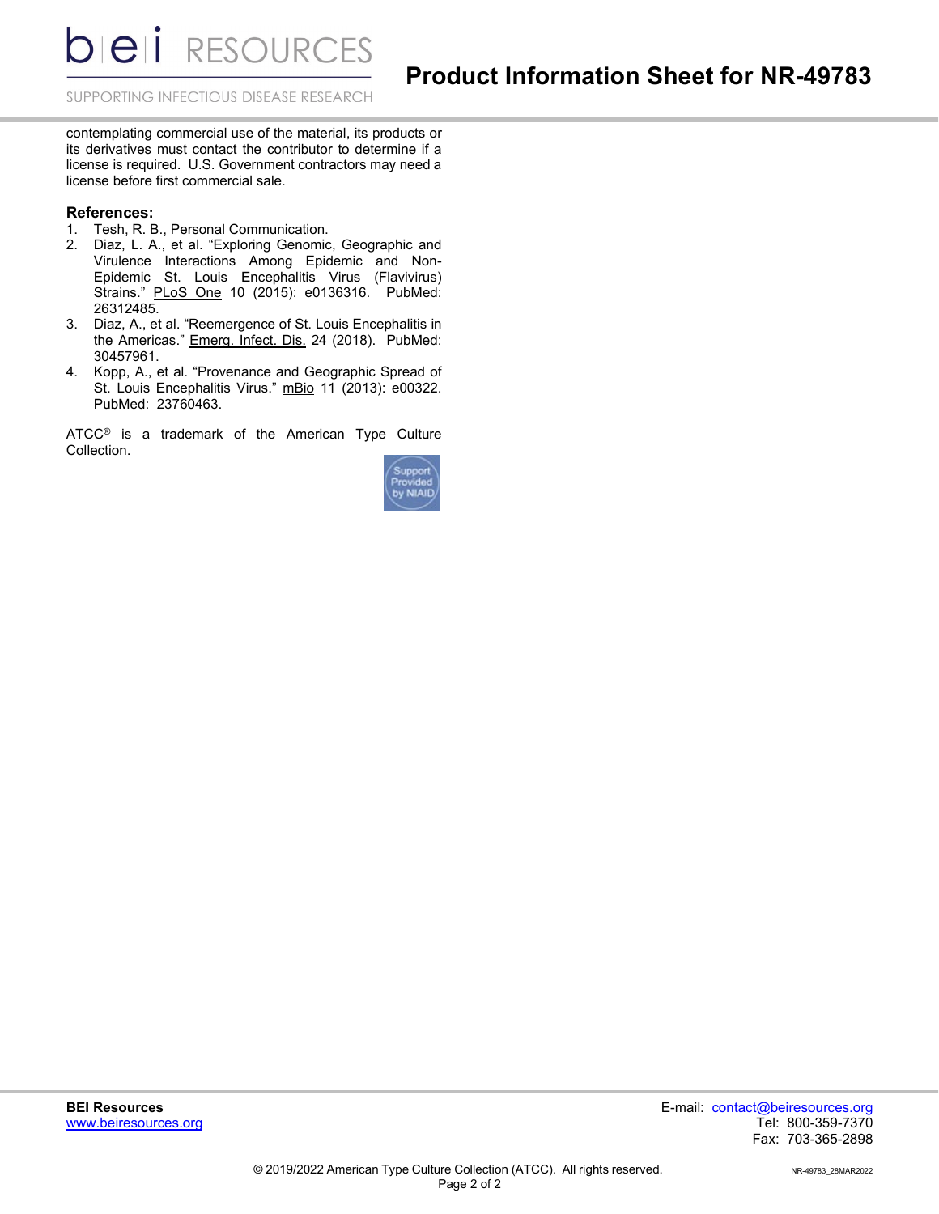contemplating commercial use of the material, its products or its derivatives must contact the contributor to determine if a license is required. U.S. Government contractors may need a license before first commercial sale.

**References:**

1. Tesh, R. B., Personal Communication.
2. Diaz, L. A., et al. "Exploring Genomic, Geographic and Virulence Interactions Among Epidemic and Non-Epidemic St. Louis Encephalitis Virus (Flavivirus) Strains." PLoS One 10 (2015): e0136316. PubMed: 26312485.
3. Diaz, A., et al. "Reemergence of St. Louis Encephalitis in the Americas." Emerg. Infect. Dis. 24 (2018). PubMed: 30457961.
4. Kopp, A., et al. "Provenance and Geographic Spread of St. Louis Encephalitis Virus." mBio 11 (2013): e00322. PubMed: 23760463.

ATCC® is a trademark of the American Type Culture Collection.

Support Provided by NIAID

**BEI Resources**
www.beiresources.org

E-mail: contact@beiresources.org
Tel: 800-359-7370
Fax: 703-365-2898

© 2019/2022 American Type Culture Collection (ATCC). All rights reserved.